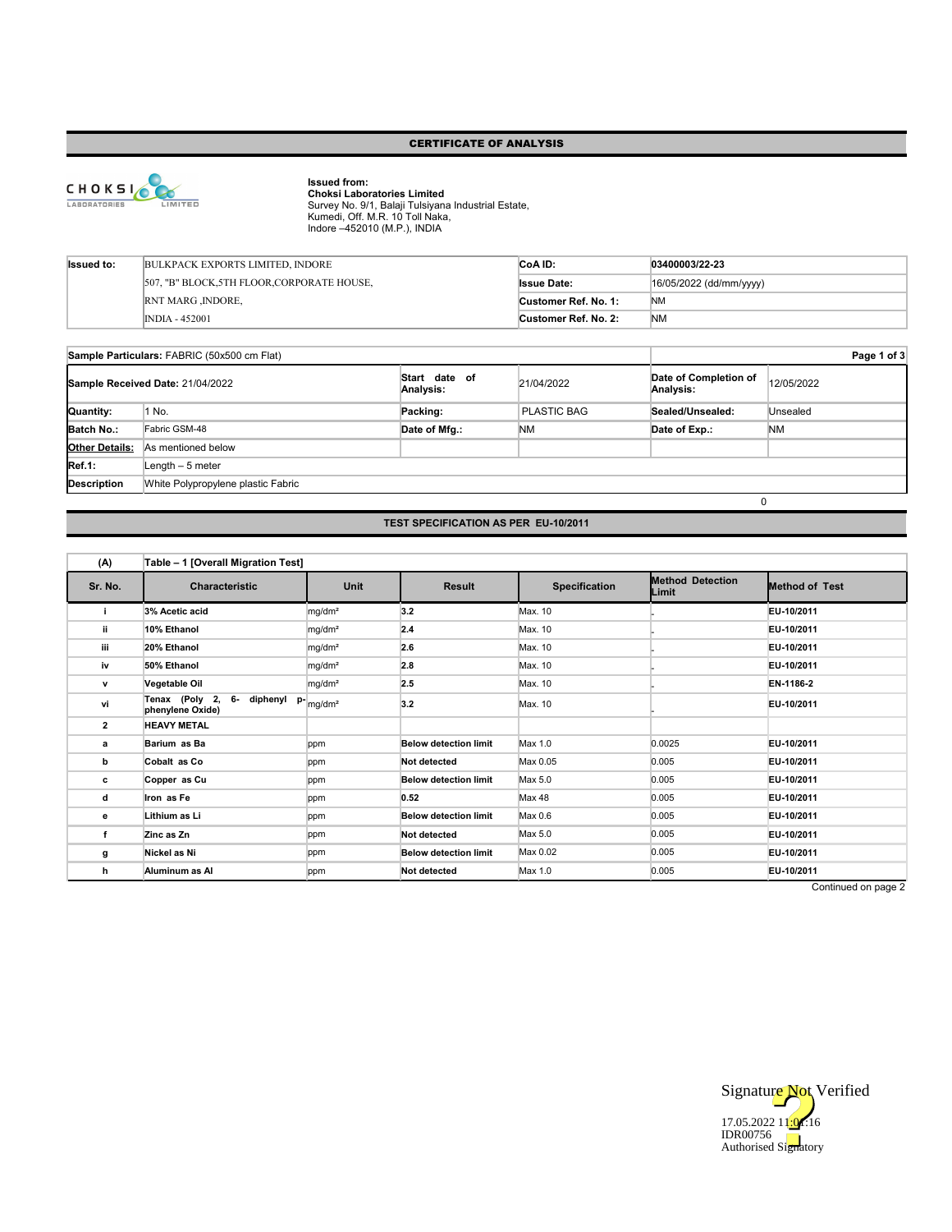# CERTIFICATE OF ANALYSIS

CHOKSI LABORATORIES LIMITED

**Issued from:**
**Choksi Laboratories Limited**
Survey No. 9/1, Balaji Tulsiyana Industrial Estate,
Kumedi, Off. M.R. 10 Toll Naka,
Indore –452010 (M.P.), INDIA

| **Issued to:** | BULKPACK EXPORTS LIMITED, INDORE | **CoA ID:** | **03400003/22-23** |
|---|---|---|---|
| | 507, "B" BLOCK,5TH FLOOR,CORPORATE HOUSE, | **Issue Date:** | 16/05/2022 (dd/mm/yyyy) |
| | RNT MARG ,INDORE, | **Customer Ref. No. 1:** | NM |
| | INDIA - 452001 | **Customer Ref. No. 2:** | NM |

| **Sample Particulars:** FABRIC (50x500 cm Flat) | | | | | |
|---|---|---|---|---|---|
| **Sample Received Date:** 21/04/2022 | | **Start date of Analysis:** | 21/04/2022 | **Date of Completion of Analysis:** | 12/05/2022 |
| **Quantity:** | 1 No. | **Packing:** | PLASTIC BAG | **Sealed/Unsealed:** | Unsealed |
| **Batch No.:** | Fabric GSM-48 | **Date of Mfg.:** | NM | **Date of Exp.:** | NM |
| **Other Details:** | As mentioned below | | | | |
| **Ref.1:** | Length – 5 meter | | | | |
| **Description** | White Polypropylene plastic Fabric | | | | |

0

## TEST SPECIFICATION AS PER EU-10/2011

**(A) Table – 1 [Overall Migration Test]**

| Sr. No. | Characteristic | Unit | Result | Specification | Method Detection Limit | Method of Test |
|---|---|---|---|---|---|---|
| i | **3% Acetic acid** | mg/dm² | **3.2** | Max. 10 | _ | **EU-10/2011** |
| ii | **10% Ethanol** | mg/dm² | **2.4** | Max. 10 | _ | **EU-10/2011** |
| iii | **20% Ethanol** | mg/dm² | **2.6** | Max. 10 | _ | **EU-10/2011** |
| iv | **50% Ethanol** | mg/dm² | **2.8** | Max. 10 | _ | **EU-10/2011** |
| v | **Vegetable Oil** | mg/dm² | **2.5** | Max. 10 | _ | **EN-1186-2** |
| vi | **Tenax (Poly 2, 6- diphenyl p-phenylene Oxide)** | mg/dm² | **3.2** | Max. 10 | _ | **EU-10/2011** |
| **2** | **HEAVY METAL** | | | | | |
| **a** | **Barium as Ba** | ppm | **Below detection limit** | Max 1.0 | 0.0025 | **EU-10/2011** |
| **b** | **Cobalt as Co** | ppm | **Not detected** | Max 0.05 | 0.005 | **EU-10/2011** |
| **c** | **Copper as Cu** | ppm | **Below detection limit** | Max 5.0 | 0.005 | **EU-10/2011** |
| **d** | **Iron as Fe** | ppm | **0.52** | Max 48 | 0.005 | **EU-10/2011** |
| **e** | **Lithium as Li** | ppm | **Below detection limit** | Max 0.6 | 0.005 | **EU-10/2011** |
| **f** | **Zinc as Zn** | ppm | **Not detected** | Max 5.0 | 0.005 | **EU-10/2011** |
| **g** | **Nickel as Ni** | ppm | **Below detection limit** | Max 0.02 | 0.005 | **EU-10/2011** |
| **h** | **Aluminum as Al** | ppm | **Not detected** | Max 1.0 | 0.005 | **EU-10/2011** |

Continued on page 2

Signature Not Verified
17.05.2022 11:04:16
IDR00756
Authorised Signatory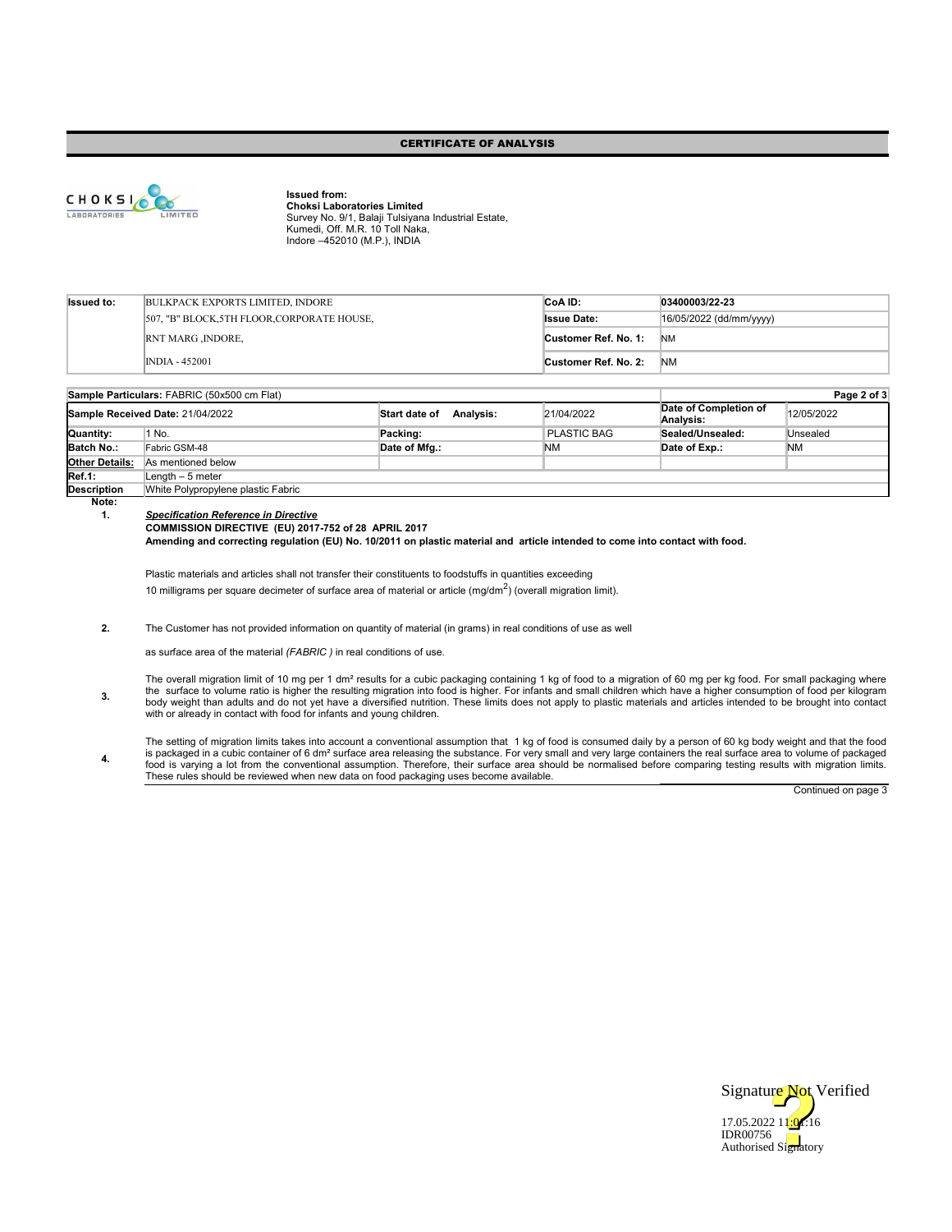# CERTIFICATE OF ANALYSIS

CHOKSI LABORATORIES LIMITED

**Issued from:**
**Choksi Laboratories Limited**
Survey No. 9/1, Balaji Tulsiyana Industrial Estate,
Kumedi, Off. M.R. 10 Toll Naka,
Indore –452010 (M.P.), INDIA

| **Issued to:** | BULKPACK EXPORTS LIMITED, INDORE | **CoA ID:** | **03400003/22-23** |
|---|---|---|---|
| | 507, "B" BLOCK,5TH FLOOR,CORPORATE HOUSE, | **Issue Date:** | 16/05/2022 (dd/mm/yyyy) |
| | RNT MARG ,INDORE, | **Customer Ref. No. 1:** | NM |
| | INDIA - 452001 | **Customer Ref. No. 2:** | NM |

| **Sample Particulars:** FABRIC (50x500 cm Flat) | | | | | |
|---|---|---|---|---|---|
| **Sample Received Date:** 21/04/2022 | | **Start date of Analysis:** | 21/04/2022 | **Date of Completion of Analysis:** | 12/05/2022 |
| **Quantity:** | 1 No. | **Packing:** | PLASTIC BAG | **Sealed/Unsealed:** | Unsealed |
| **Batch No.:** | Fabric GSM-48 | **Date of Mfg.:** | NM | **Date of Exp.:** | NM |
| **Other Details:** | As mentioned below | | | | |
| **Ref.1:** | Length – 5 meter | | | | |
| **Description** | White Polypropylene plastic Fabric | | | | |

**Note:**

1. ***Specification Reference in Directive***
   **COMMISSION DIRECTIVE (EU) 2017-752 of 28 APRIL 2017**
   **Amending and correcting regulation (EU) No. 10/2011 on plastic material and article intended to come into contact with food.**

   Plastic materials and articles shall not transfer their constituents to foodstuffs in quantities exceeding
   10 milligrams per square decimeter of surface area of material or article ($mg/dm^2$) (overall migration limit).

2. The Customer has not provided information on quantity of material (in grams) in real conditions of use as well

   as surface area of the material *(FABRIC )* in real conditions of use.

3. The overall migration limit of 10 mg per 1 $dm^2$ results for a cubic packaging containing 1 kg of food to a migration of 60 mg per kg food. For small packaging where the surface to volume ratio is higher the resulting migration into food is higher. For infants and small children which have a higher consumption of food per kilogram body weight than adults and do not yet have a diversified nutrition. These limits does not apply to plastic materials and articles intended to be brought into contact with or already in contact with food for infants and young children.

4. The setting of migration limits takes into account a conventional assumption that 1 kg of food is consumed daily by a person of 60 kg body weight and that the food is packaged in a cubic container of 6 $dm^2$ surface area releasing the substance. For very small and very large containers the real surface area to volume of packaged food is varying a lot from the conventional assumption. Therefore, their surface area should be normalised before comparing testing results with migration limits. These rules should be reviewed when new data on food packaging uses become available.

Continued on page 3

Signature Not Verified
17.05.2022 11:0?:16
IDR00756
Authorised Signatory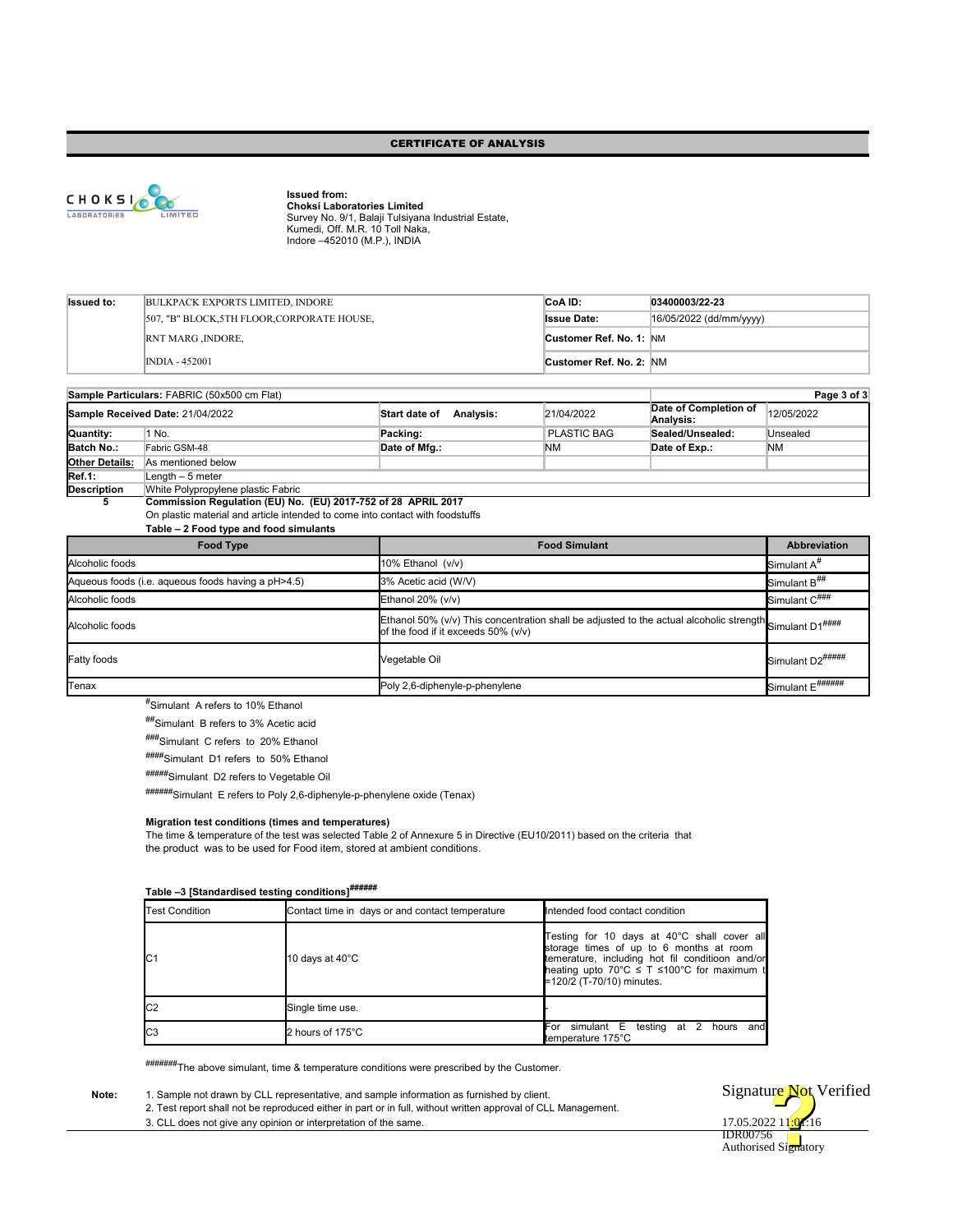## CERTIFICATE OF ANALYSIS

CHOKSI LABORATORIES LIMITED

**Issued from:**
**Choksi Laboratories Limited**
Survey No. 9/1, Balaji Tulsiyana Industrial Estate,
Kumedi, Off. M.R. 10 Toll Naka,
Indore –452010 (M.P.), INDIA

| | | | |
|---|---|---|---|
| **Issued to:** | BULKPACK EXPORTS LIMITED, INDORE | **CoA ID:** | **03400003/22-23** |
| | 507, "B" BLOCK,5TH FLOOR,CORPORATE HOUSE, | **Issue Date:** | 16/05/2022 (dd/mm/yyyy) |
| | RNT MARG ,INDORE, | **Customer Ref. No. 1:** | NM |
| | INDIA - 452001 | **Customer Ref. No. 2:** | NM |

| | | | | | |
|---|---|---|---|---|---|
| **Sample Particulars:** FABRIC (50x500 cm Flat) | | | | | |
| **Sample Received Date:** 21/04/2022 | | **Start date of Analysis:** | 21/04/2022 | **Date of Completion of Analysis:** | 12/05/2022 |
| **Quantity:** | 1 No. | **Packing:** | PLASTIC BAG | **Sealed/Unsealed:** | Unsealed |
| **Batch No.:** | Fabric GSM-48 | **Date of Mfg.:** | NM | **Date of Exp.:** | NM |
| **Other Details:** | As mentioned below | | | | |
| **Ref.1:** | Length – 5 meter | | | | |
| **Description** | White Polypropylene plastic Fabric | | | | |

**5** **Commission Regulation (EU) No. (EU) 2017-752 of 28 APRIL 2017**

On plastic material and article intended to come into contact with foodstuffs

**Table – 2 Food type and food simulants**

| Food Type | Food Simulant | Abbreviation |
|---|---|---|
| Alcoholic foods | 10% Ethanol (v/v) | Simulant A# |
| Aqueous foods (i.e. aqueous foods having a pH>4.5) | 3% Acetic acid (W/V) | Simulant B## |
| Alcoholic foods | Ethanol 20% (v/v) | Simulant C### |
| Alcoholic foods | Ethanol 50% (v/v) This concentration shall be adjusted to the actual alcoholic strength of the food if it exceeds 50% (v/v) | Simulant D1#### |
| Fatty foods | Vegetable Oil | Simulant D2##### |
| Tenax | Poly 2,6-diphenyle-p-phenylene | Simulant E###### |

#Simulant A refers to 10% Ethanol

##Simulant B refers to 3% Acetic acid

###Simulant C refers to 20% Ethanol

####Simulant D1 refers to 50% Ethanol

#####Simulant D2 refers to Vegetable Oil

######Simulant E refers to Poly 2,6-diphenyle-p-phenylene oxide (Tenax)

**Migration test conditions (times and temperatures)**

The time & temperature of the test was selected Table 2 of Annexure 5 in Directive (EU10/2011) based on the criteria that the product was to be used for Food item, stored at ambient conditions.

**Table –3 [Standardised testing conditions]######**

| Test Condition | Contact time in days or and contact temperature | Intended food contact condition |
|---|---|---|
| C1 | 10 days at 40°C | Testing for 10 days at 40°C shall cover all storage times of up to 6 months at room temerature, including hot fil conditioon and/or heating upto 70°C ≤ T ≤100°C for maximum t =120/2 (T-70/10) minutes. |
| C2 | Single time use. | - |
| C3 | 2 hours of 175°C | For simulant E testing at 2 hours and temperature 175°C |

#######The above simulant, time & temperature conditions were prescribed by the Customer.

**Note:**
1. Sample not drawn by CLL representative, and sample information as furnished by client.
2. Test report shall not be reproduced either in part or in full, without written approval of CLL Management.
3. CLL does not give any opinion or interpretation of the same.

Signature Not Verified
17.05.2022 11:01:16
IDR00756
Authorised Signatory